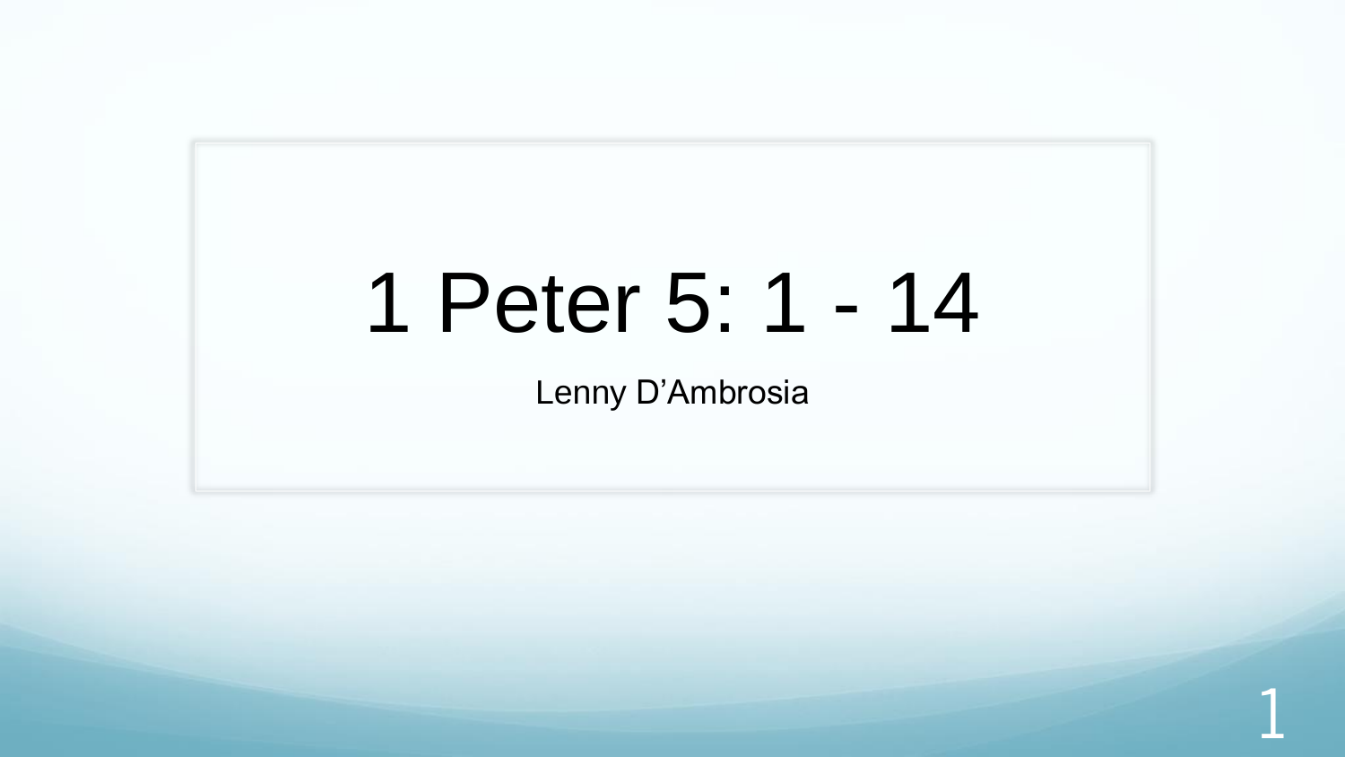# 1 Peter 5: 1 - 14

Lenny D'Ambrosia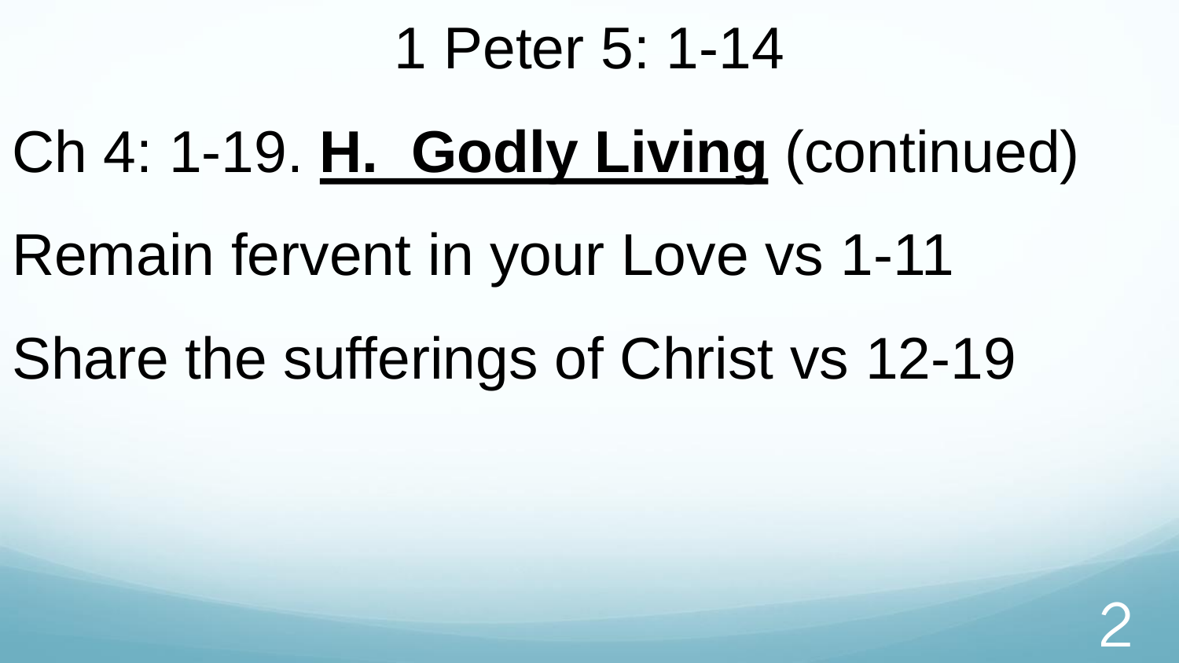# 1 Peter 5: 1-14

Ch 4: 1-19. **<u>H. Godly Living</u>** (continued)

Remain fervent in your Love vs 1-11

Share the sufferings of Christ vs 12-19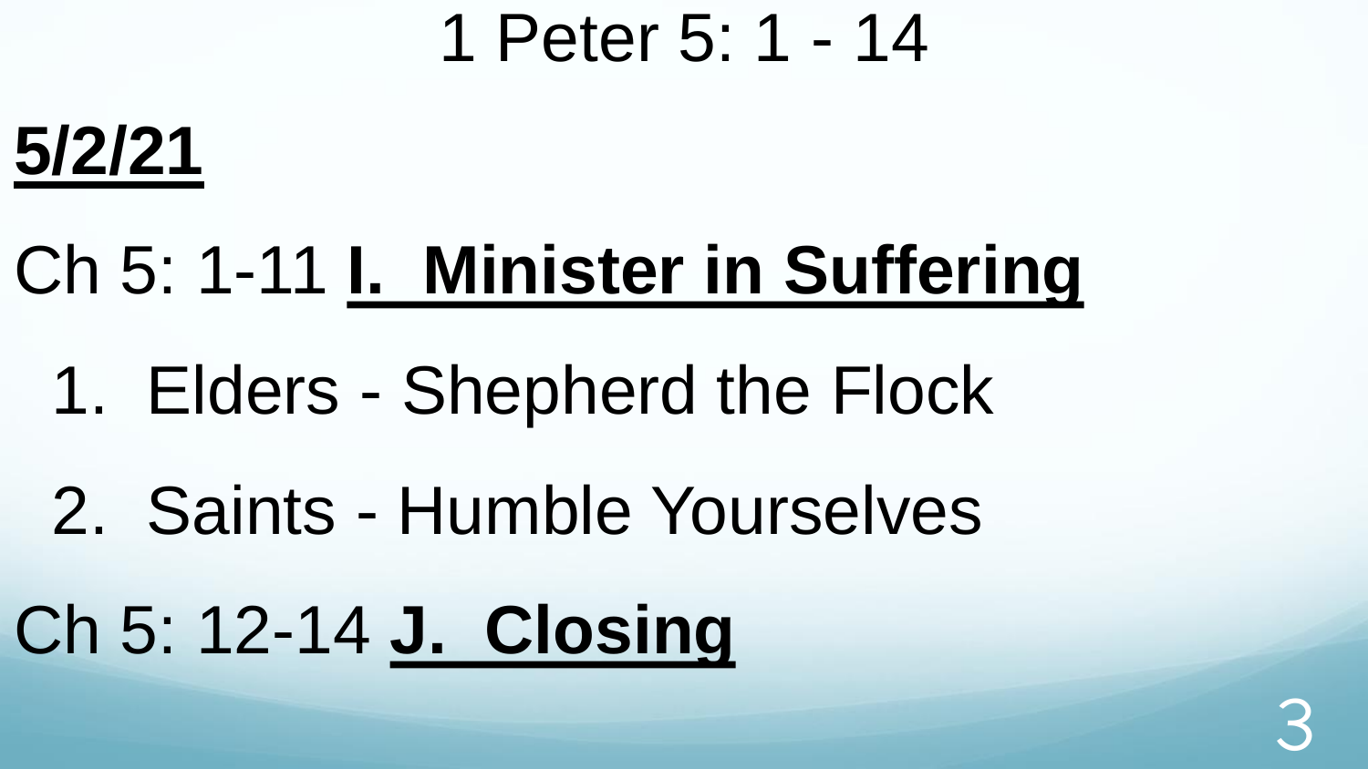# 1 Peter 5: 1 - 14

**5/2/21**

Ch 5: 1-11 **I. Minister in Suffering**

1. Elders - Shepherd the Flock
2. Saints - Humble Yourselves

Ch 5: 12-14 **J. Closing**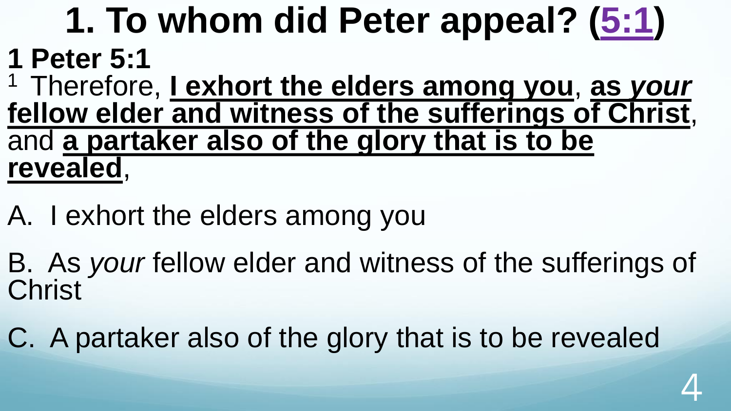# 1. To whom did Peter appeal? (5:1)

**1 Peter 5:1**

[1] Therefore, **I exhort the elders among you**, **as *your* fellow elder and witness of the sufferings of Christ**, and **a partaker also of the glory that is to be revealed**,

A. I exhort the elders among you

B. As *your* fellow elder and witness of the sufferings of Christ

C. A partaker also of the glory that is to be revealed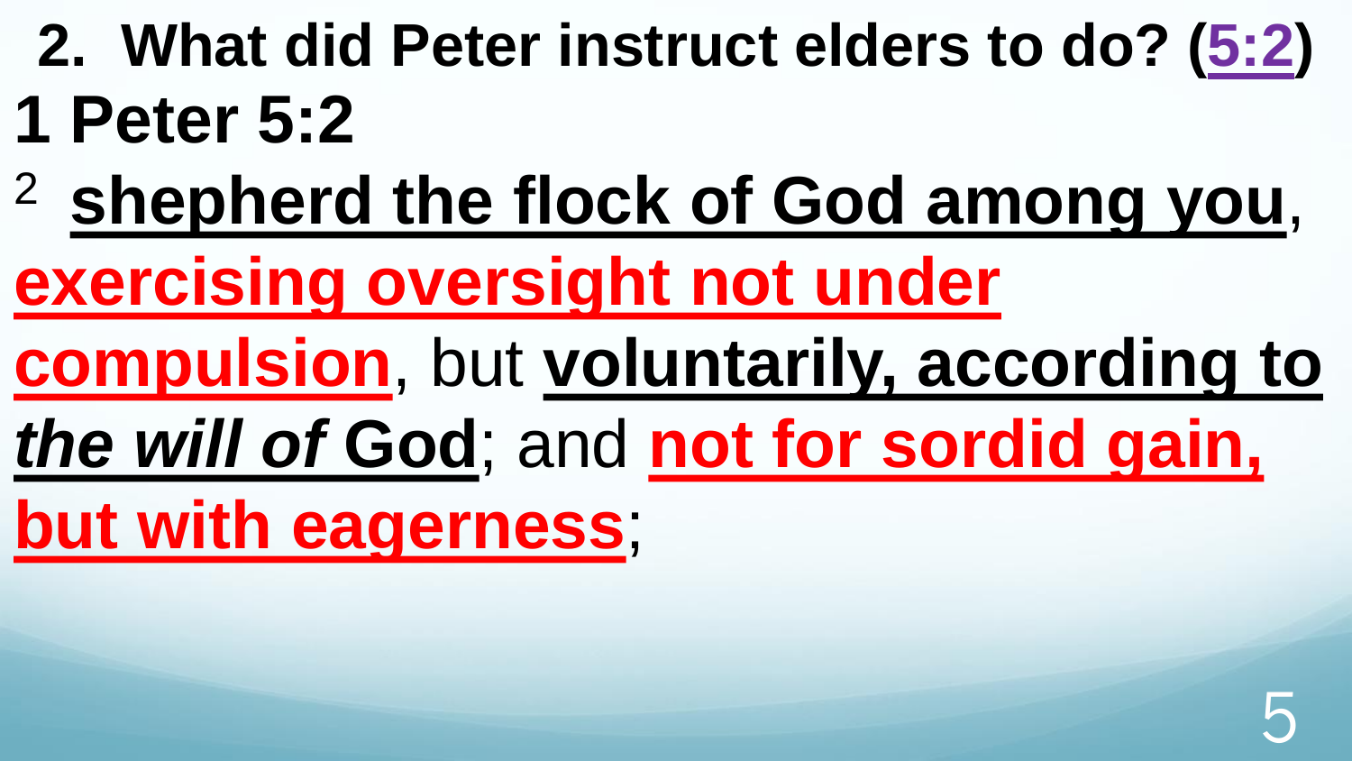## 2. What did Peter instruct elders to do? (5:2)

# 1 Peter 5:2

[2] **shepherd the flock of God among you**, **exercising oversight not under compulsion**, but **voluntarily, according to *the will of* God**; and **not for sordid gain, but with eagerness**;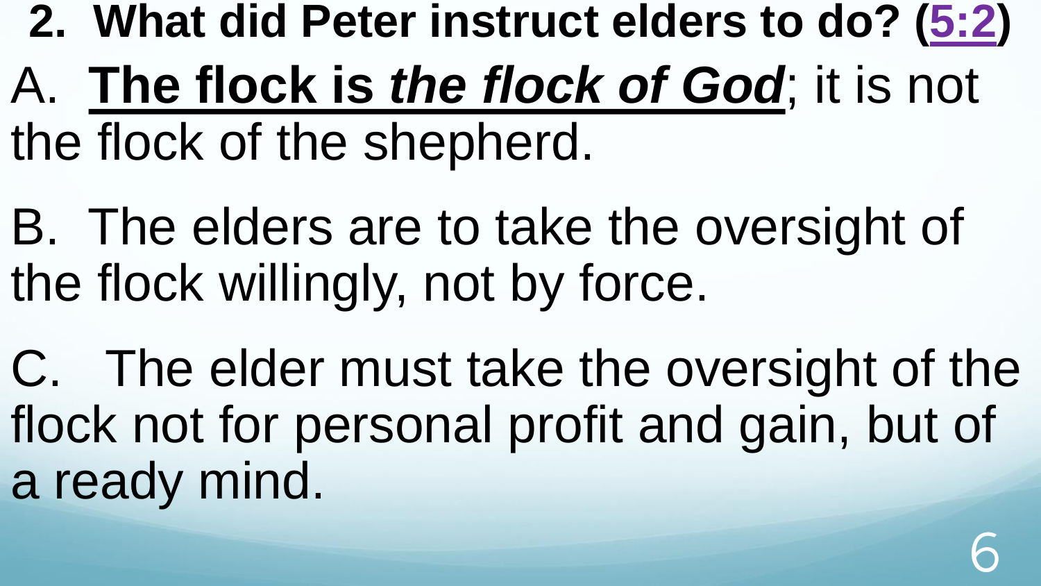## 2. What did Peter instruct elders to do? (5:2)

A. **The flock is *the flock of God***; it is not the flock of the shepherd.

B. The elders are to take the oversight of the flock willingly, not by force.

C. The elder must take the oversight of the flock not for personal profit and gain, but of a ready mind.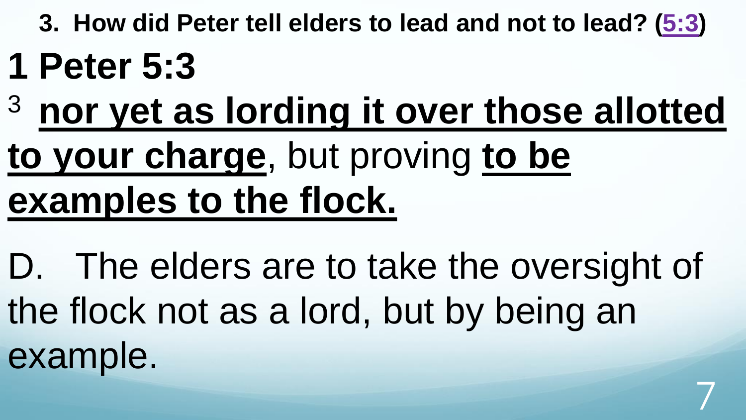**3. How did Peter tell elders to lead and not to lead? (5:3)**

# 1 Peter 5:3

[3] **nor yet as lording it over those allotted to your charge**, but proving **to be examples to the flock.**

D. The elders are to take the oversight of the flock not as a lord, but by being an example.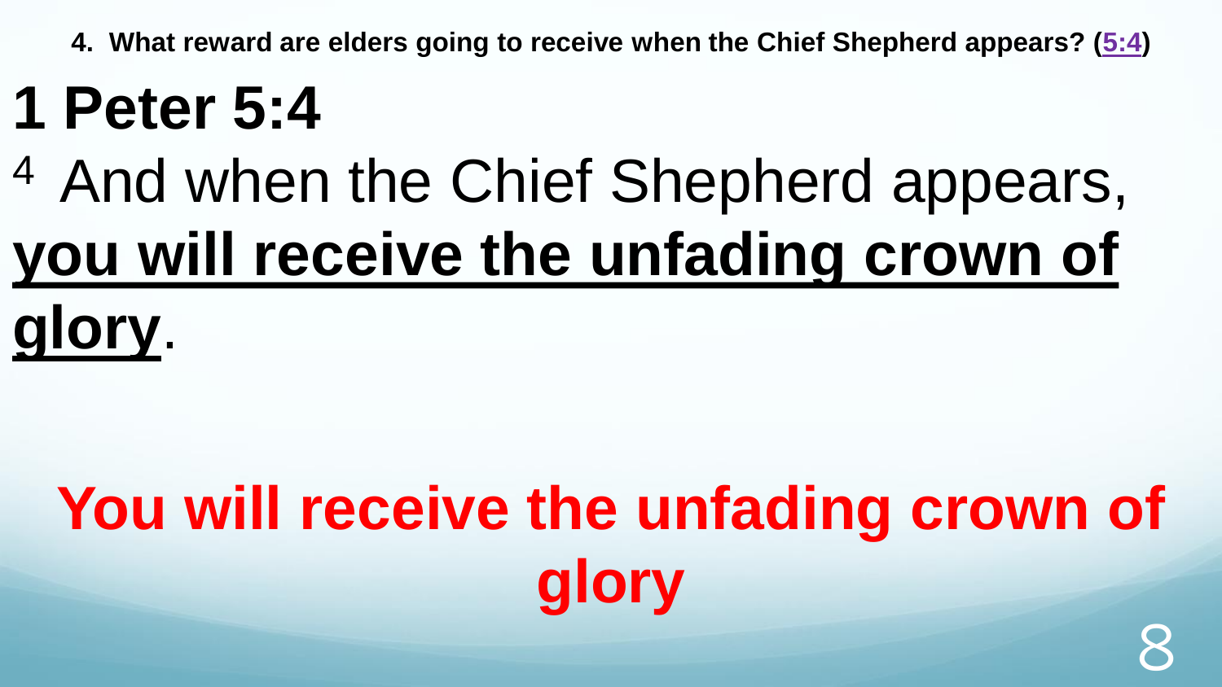**4. What reward are elders going to receive when the Chief Shepherd appears? (5:4)**

# 1 Peter 5:4

4 And when the Chief Shepherd appears, **you will receive the unfading crown of glory**.

**You will receive the unfading crown of glory**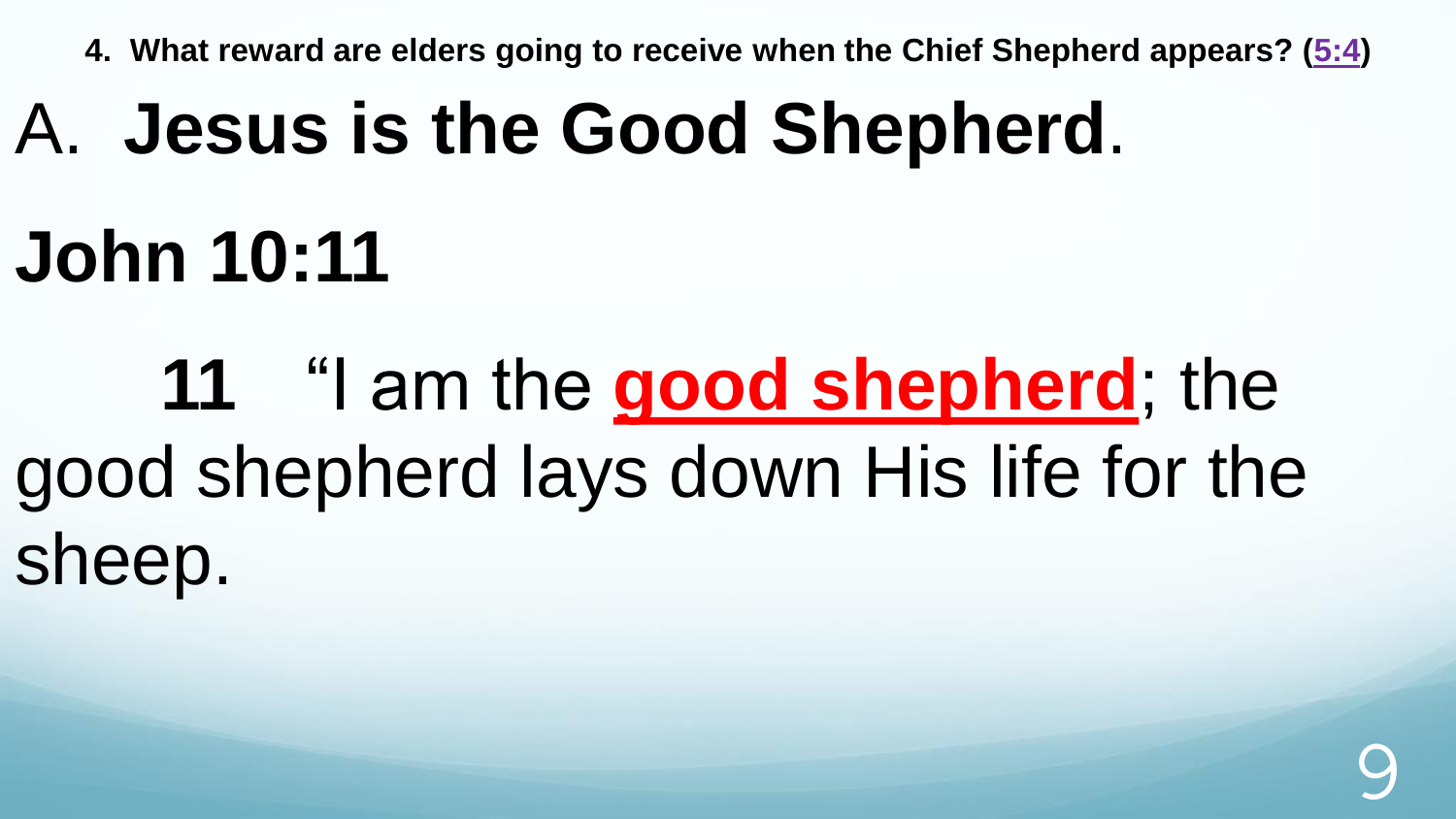**4. What reward are elders going to receive when the Chief Shepherd appears? (5:4)**

# A. **Jesus is the Good Shepherd**.

# John 10:11

**11** "I am the **good shepherd**; the good shepherd lays down His life for the sheep.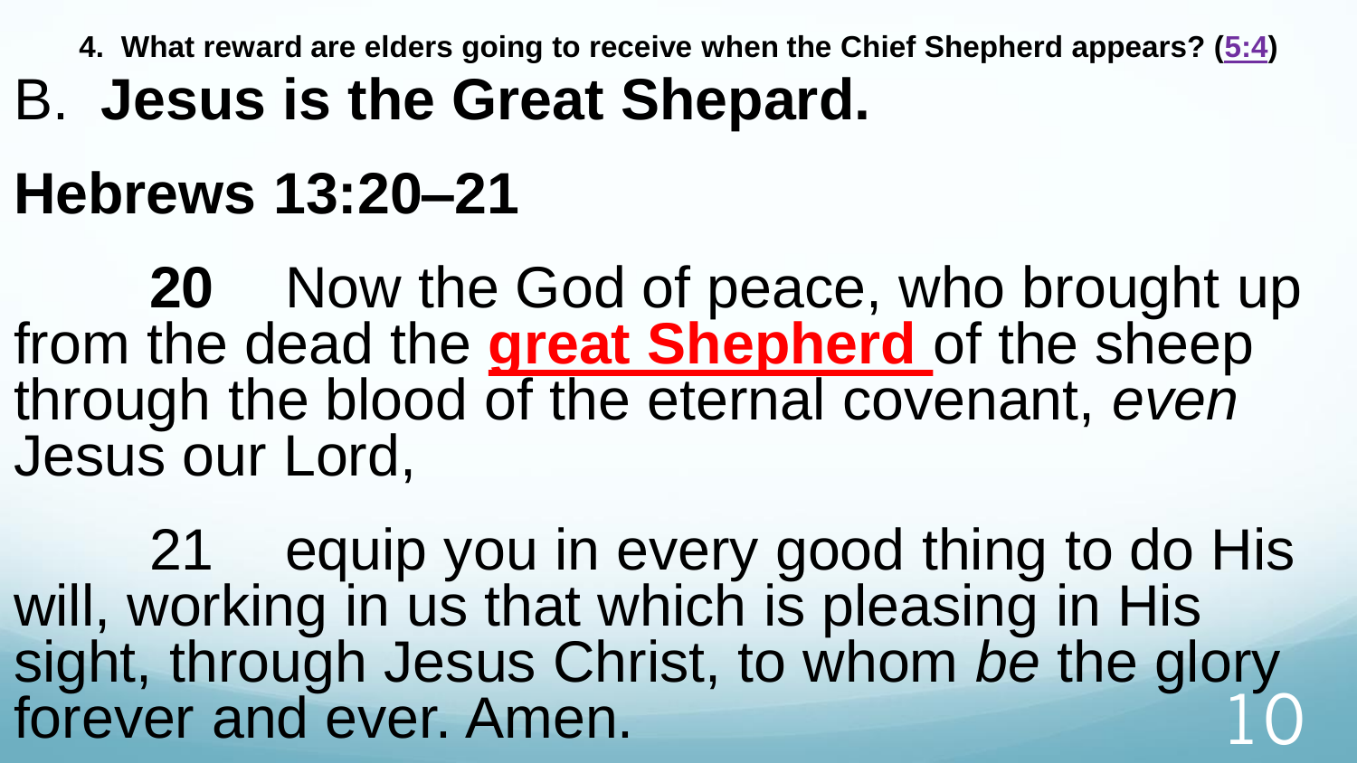**4. What reward are elders going to receive when the Chief Shepherd appears? (5:4)**

# B. **Jesus is the Great Shepard.**

## Hebrews 13:20–21

**20** Now the God of peace, who brought up from the dead the **great Shepherd** of the sheep through the blood of the eternal covenant, *even* Jesus our Lord,

21 equip you in every good thing to do His will, working in us that which is pleasing in His sight, through Jesus Christ, to whom *be* the glory forever and ever. Amen.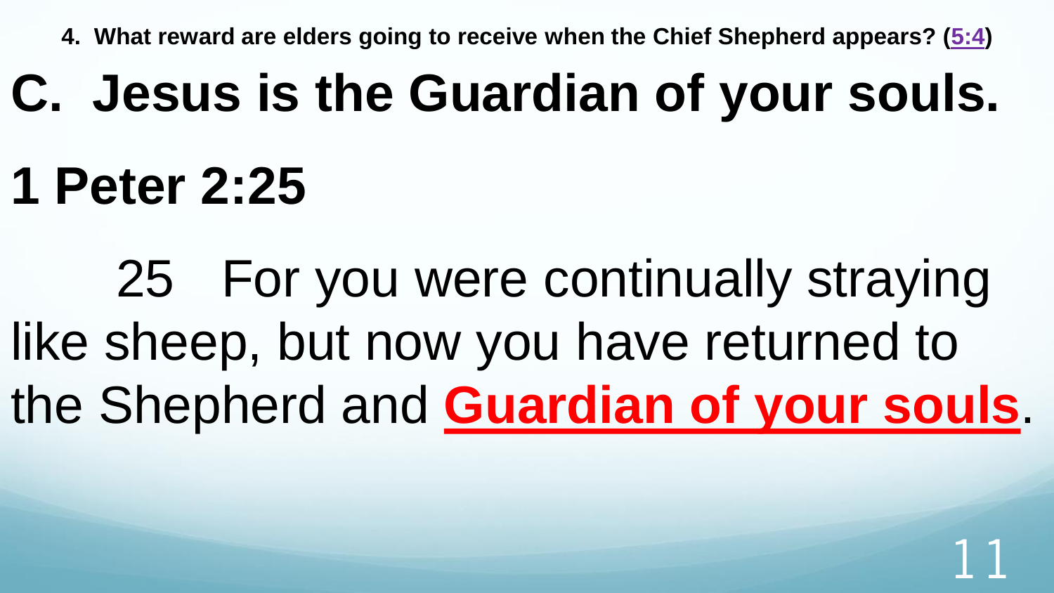**4. What reward are elders going to receive when the Chief Shepherd appears? (5:4)**

# C. Jesus is the Guardian of your souls.

## 1 Peter 2:25

25 For you were continually straying like sheep, but now you have returned to the Shepherd and **Guardian of your souls**.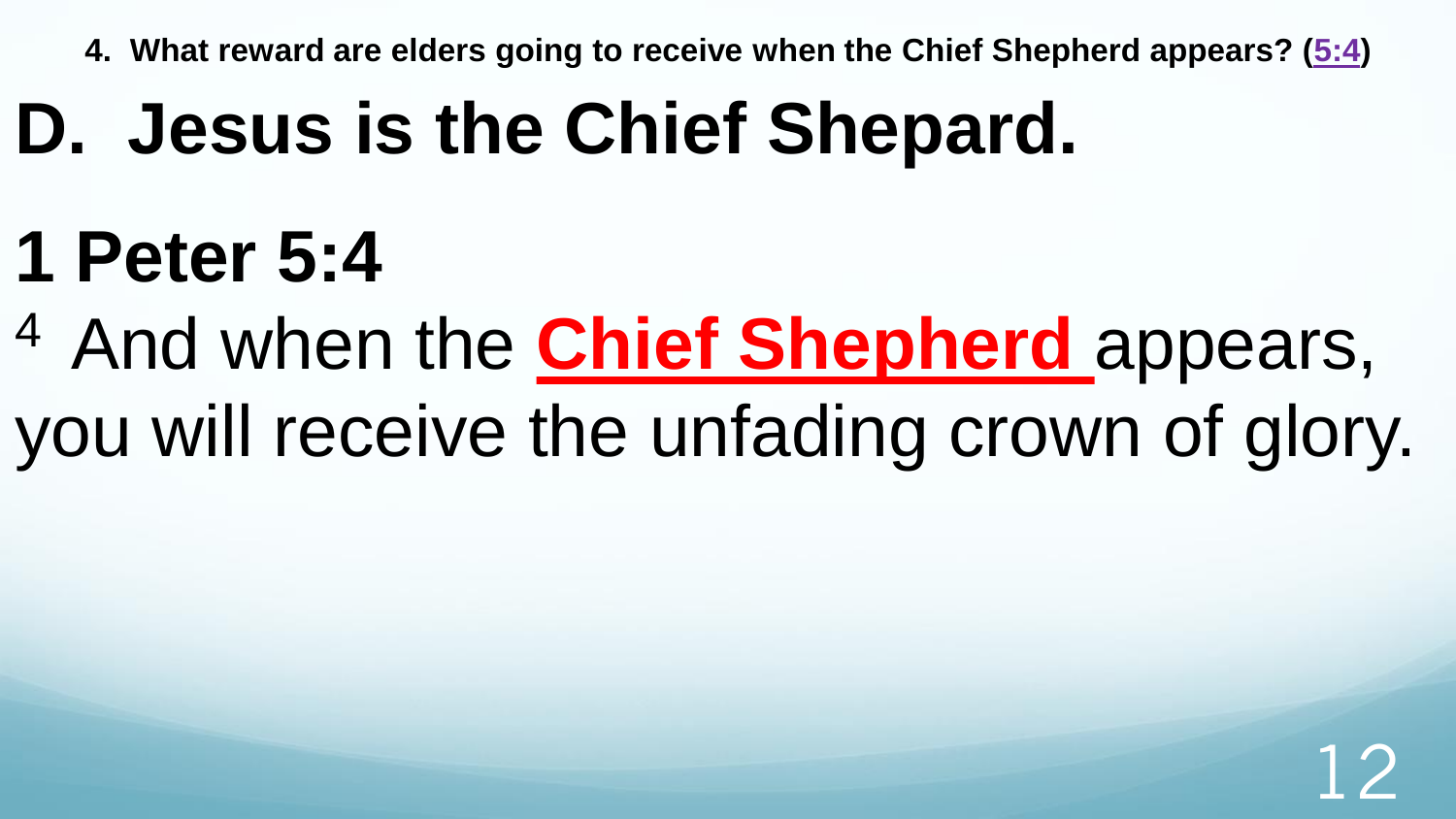**4. What reward are elders going to receive when the Chief Shepherd appears? (5:4)**

# D. Jesus is the Chief Shepard.

# 1 Peter 5:4

[4] And when the **Chief Shepherd** appears, you will receive the unfading crown of glory.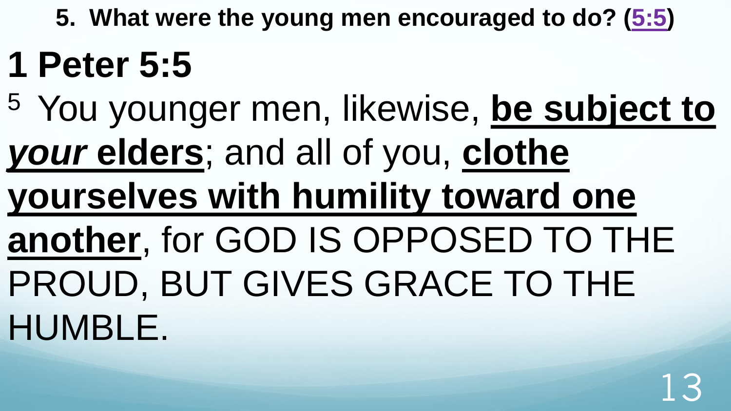**5. What were the young men encouraged to do? (5:5)**

# 1 Peter 5:5

[5] You younger men, likewise, **be subject to *your* elders**; and all of you, **clothe yourselves with humility toward one another**, for GOD IS OPPOSED TO THE PROUD, BUT GIVES GRACE TO THE HUMBLE.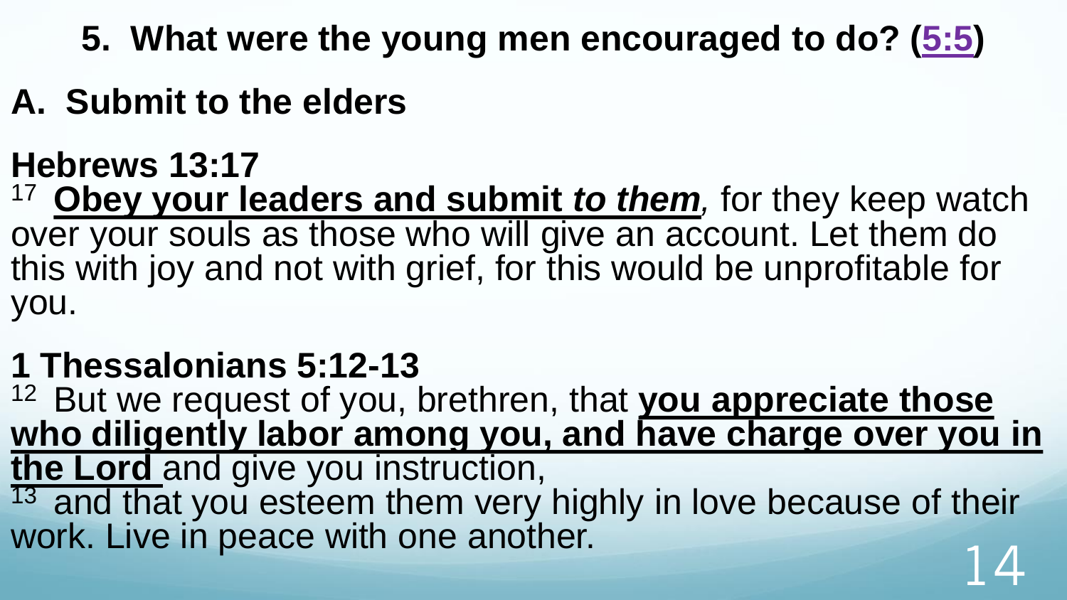## 5. What were the young men encouraged to do? (5:5)

### A. Submit to the elders

**Hebrews 13:17**

[17] **Obey your leaders and submit *to them*,** for they keep watch over your souls as those who will give an account. Let them do this with joy and not with grief, for this would be unprofitable for you.

**1 Thessalonians 5:12-13**

[12] But we request of you, brethren, that **you appreciate those who diligently labor among you, and have charge over you in the Lord** and give you instruction,

[13] and that you esteem them very highly in love because of their work. Live in peace with one another.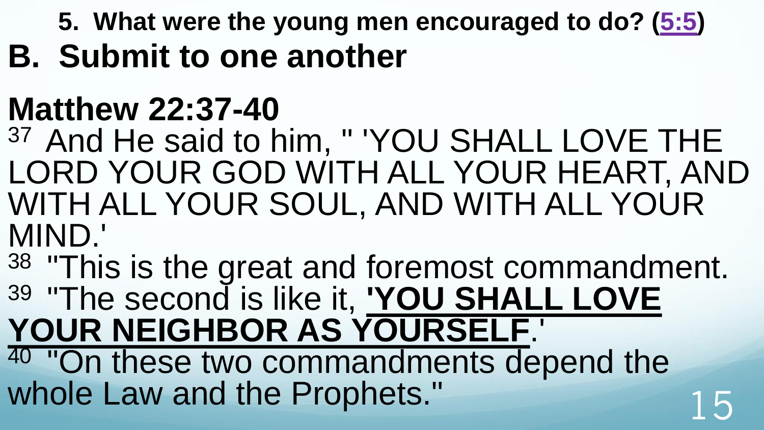**5. What were the young men encouraged to do? (5:5)**

# B. Submit to one another

## Matthew 22:37-40

37 And He said to him, " 'YOU SHALL LOVE THE LORD YOUR GOD WITH ALL YOUR HEART, AND WITH ALL YOUR SOUL, AND WITH ALL YOUR MIND.'

38 "This is the great and foremost commandment.

39 "The second is like it, **'YOU SHALL LOVE YOUR NEIGHBOR AS YOURSELF**.'

40 "On these two commandments depend the whole Law and the Prophets."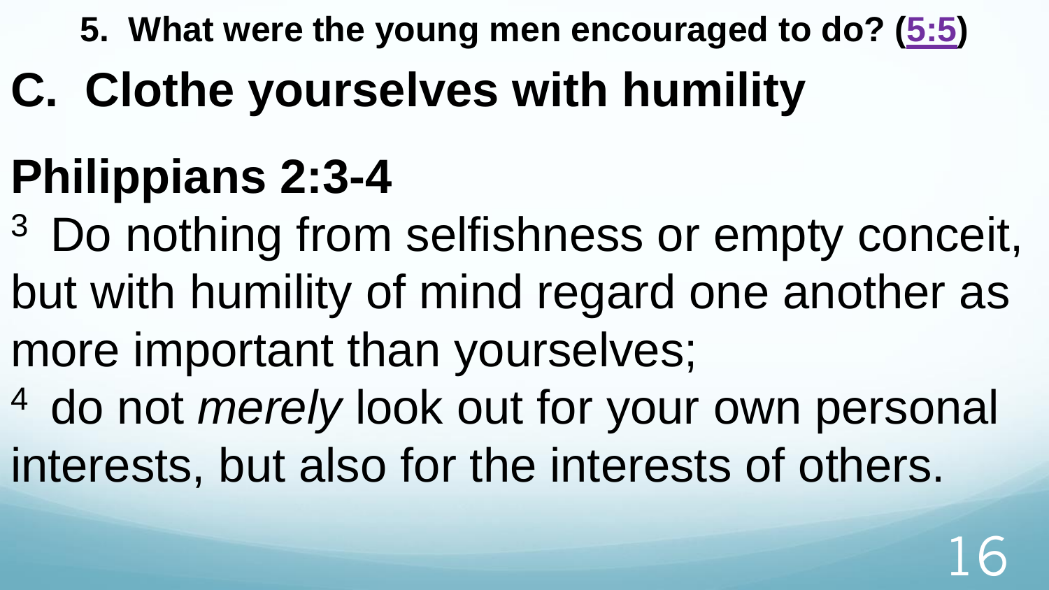**5. What were the young men encouraged to do? (5:5)**

# C. Clothe yourselves with humility

## Philippians 2:3-4

[3] Do nothing from selfishness or empty conceit, but with humility of mind regard one another as more important than yourselves;

[4] do not *merely* look out for your own personal interests, but also for the interests of others.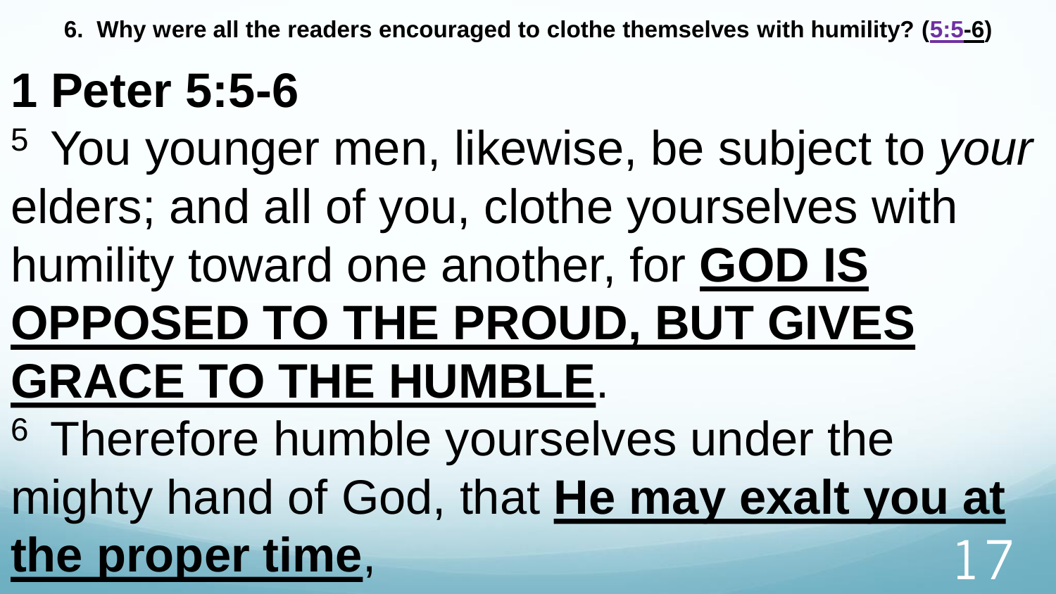**6. Why were all the readers encouraged to clothe themselves with humility? (5:5-6)**

# 1 Peter 5:5-6

[5] You younger men, likewise, be subject to *your* elders; and all of you, clothe yourselves with humility toward one another, for **GOD IS OPPOSED TO THE PROUD, BUT GIVES GRACE TO THE HUMBLE**.

[6] Therefore humble yourselves under the mighty hand of God, that **He may exalt you at the proper time**,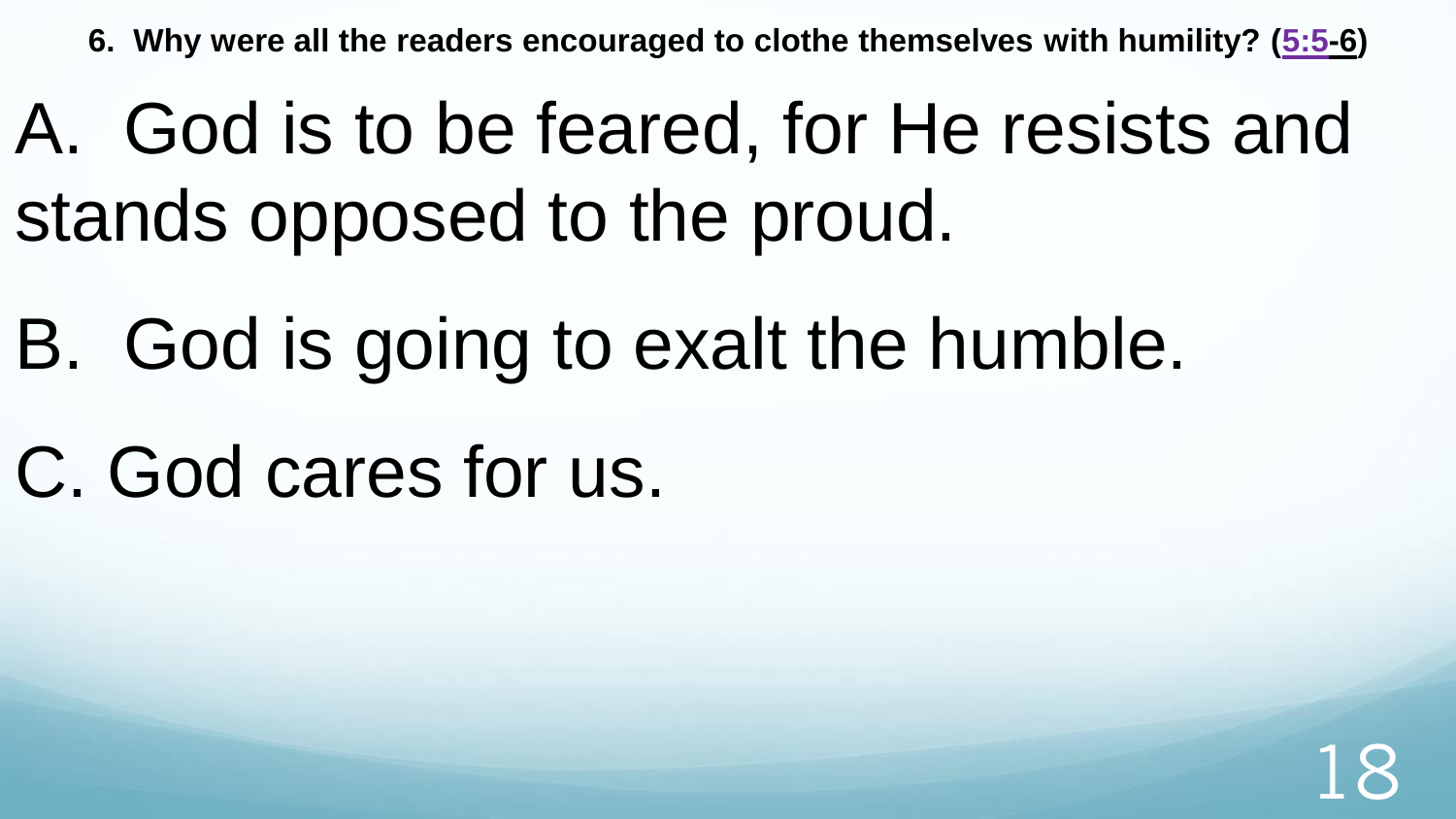**6. Why were all the readers encouraged to clothe themselves with humility? (5:5-6)**

A. God is to be feared, for He resists and stands opposed to the proud.

B. God is going to exalt the humble.

C. God cares for us.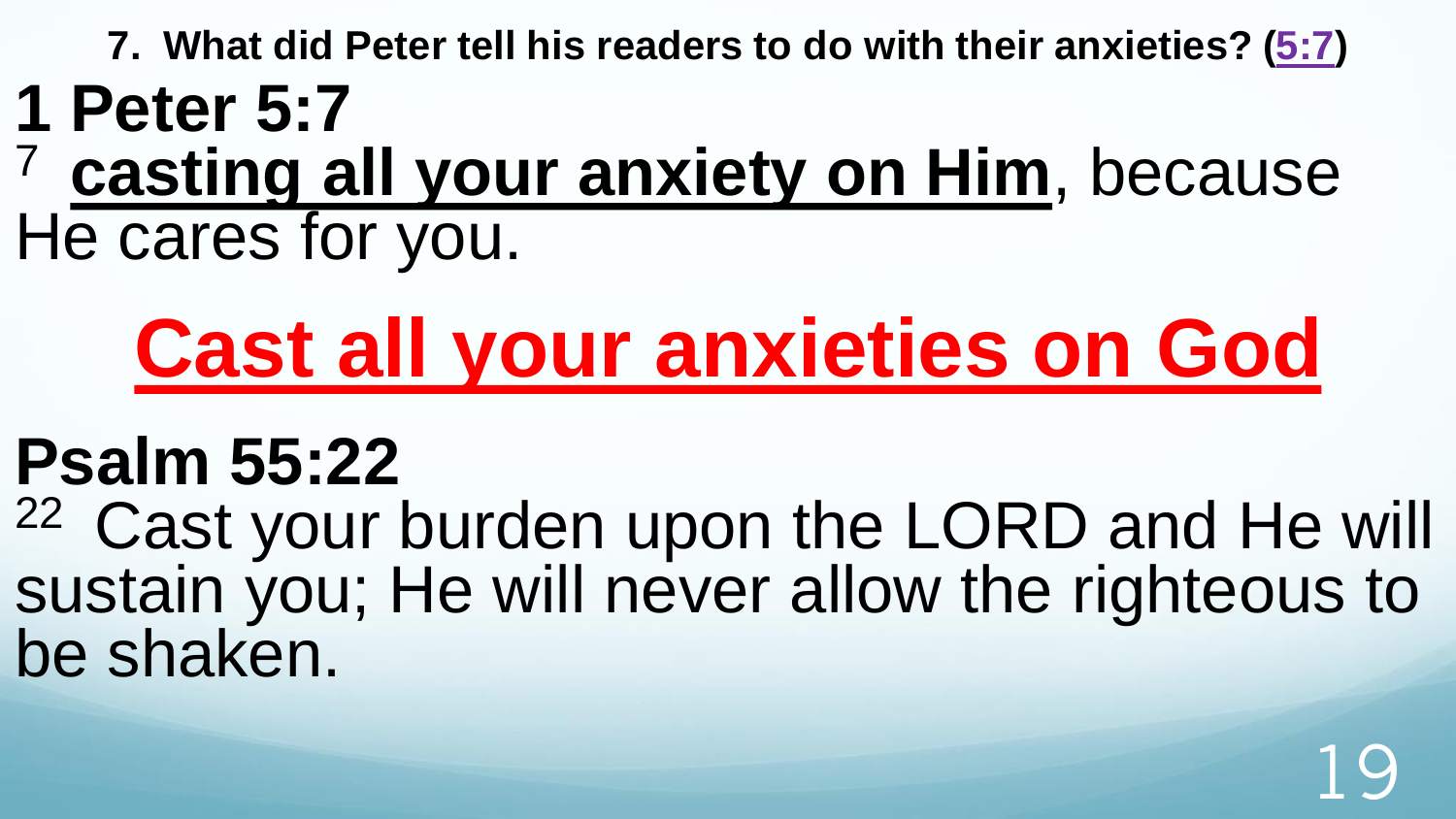**7. What did Peter tell his readers to do with their anxieties? (5:7)**

## 1 Peter 5:7

[7] **casting all your anxiety on Him**, because He cares for you.

# Cast all your anxieties on God

## Psalm 55:22

[22] Cast your burden upon the LORD and He will sustain you; He will never allow the righteous to be shaken.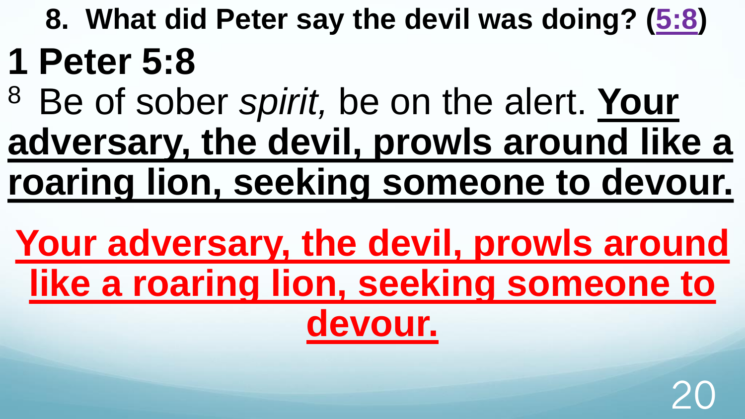**8. What did Peter say the devil was doing? (5:8)**

# 1 Peter 5:8

[8] Be of sober *spirit,* be on the alert. **Your adversary, the devil, prowls around like a roaring lion, seeking someone to devour.**

**Your adversary, the devil, prowls around like a roaring lion, seeking someone to devour.**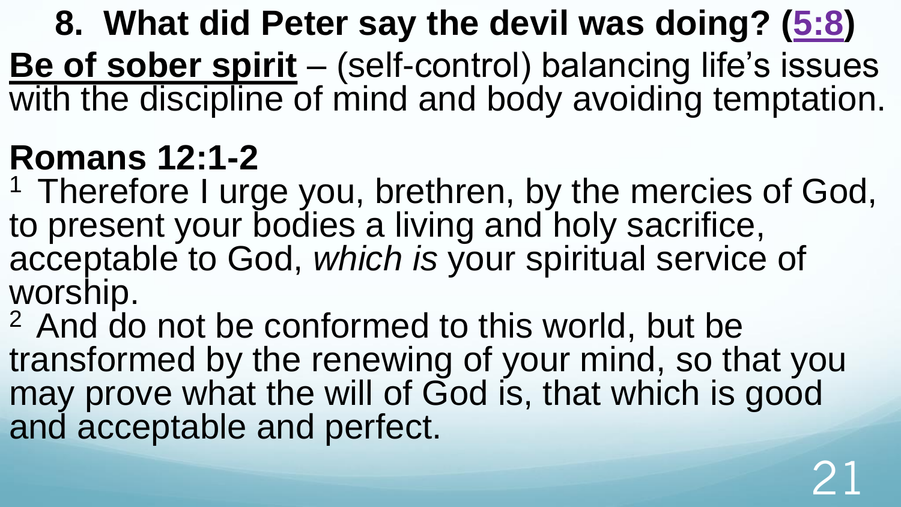## 8. What did Peter say the devil was doing? (5:8)

**Be of sober spirit** – (self-control) balancing life's issues with the discipline of mind and body avoiding temptation.

**Romans 12:1-2**

1 Therefore I urge you, brethren, by the mercies of God, to present your bodies a living and holy sacrifice, acceptable to God, *which is* your spiritual service of worship.

2 And do not be conformed to this world, but be transformed by the renewing of your mind, so that you may prove what the will of God is, that which is good and acceptable and perfect.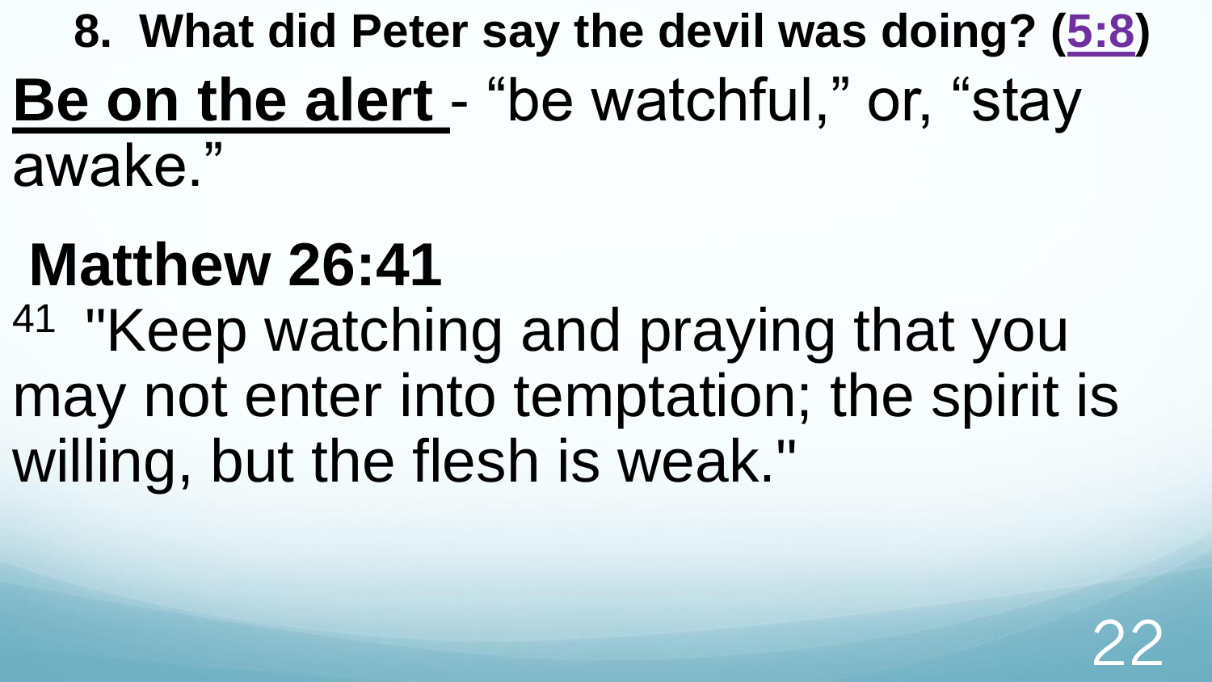**8. What did Peter say the devil was doing? ([5:8])**

**Be on the alert** - “be watchful,” or, “stay awake.”

**Matthew 26:41**

41 "Keep watching and praying that you may not enter into temptation; the spirit is willing, but the flesh is weak."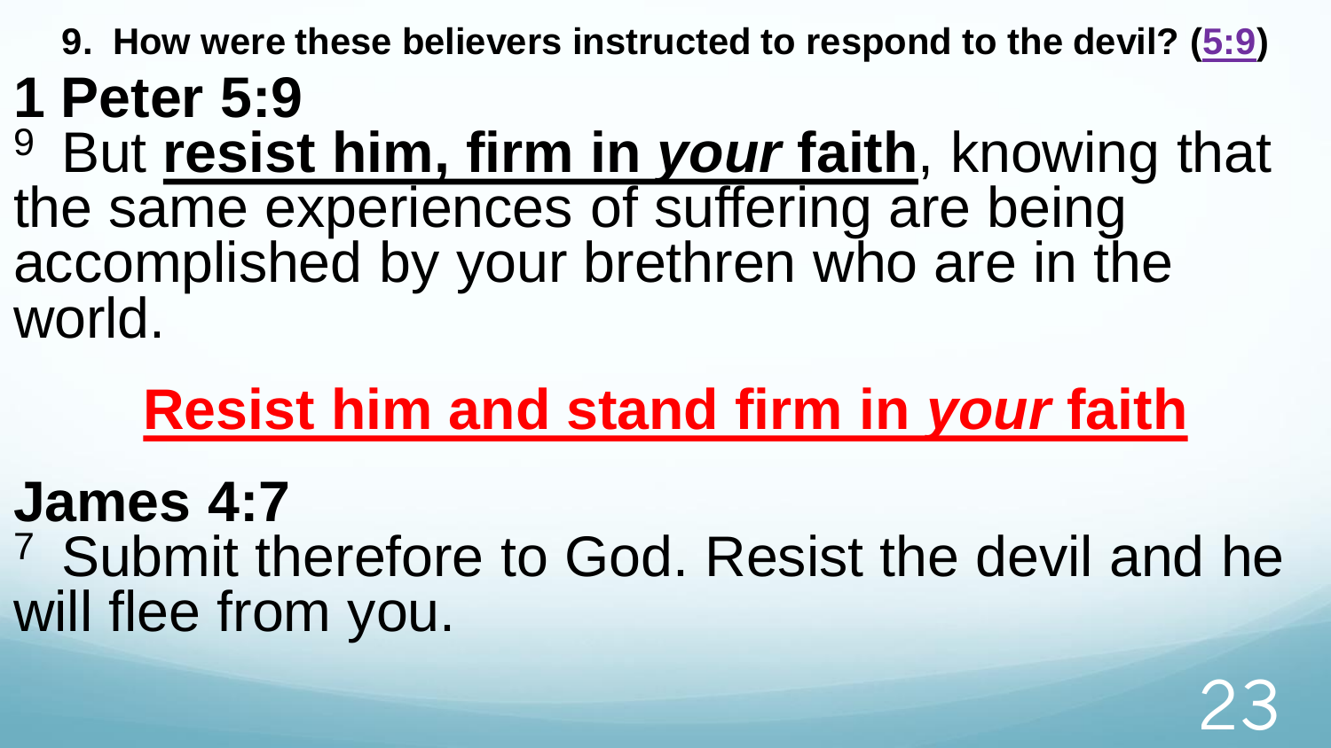**9. How were these believers instructed to respond to the devil? (5:9)**

## 1 Peter 5:9

[9] But **resist him, firm in *your* faith**, knowing that the same experiences of suffering are being accomplished by your brethren who are in the world.

**Resist him and stand firm in *your* faith**

## James 4:7

[7] Submit therefore to God. Resist the devil and he will flee from you.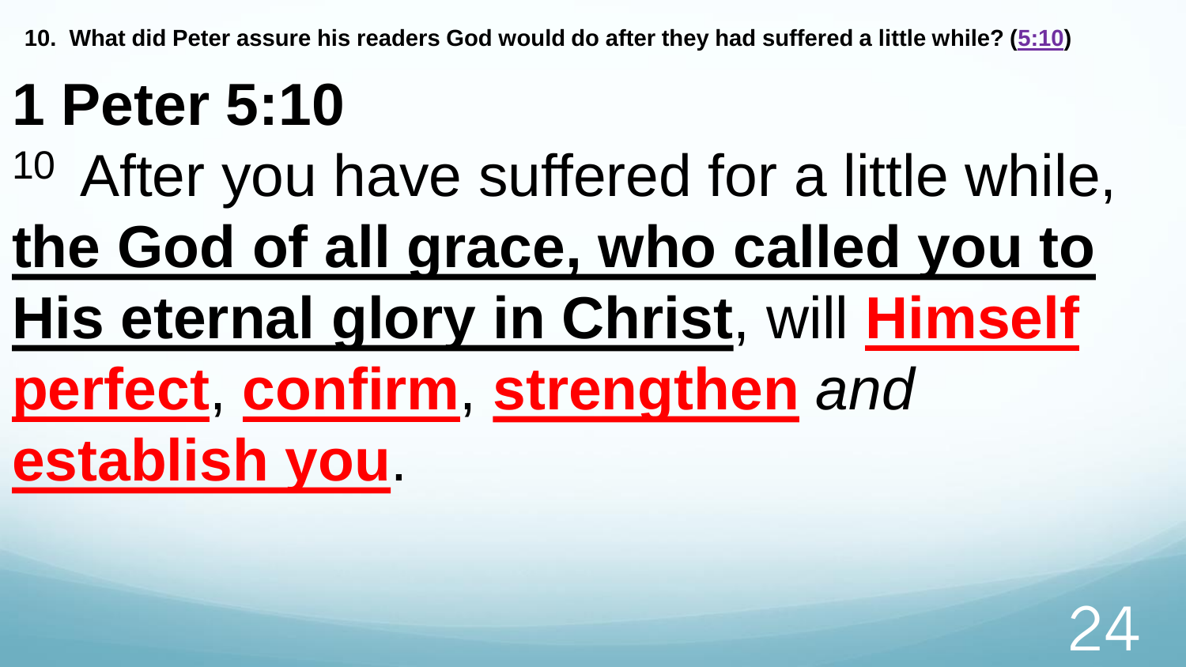**10. What did Peter assure his readers God would do after they had suffered a little while? (5:10)**

# 1 Peter 5:10

10 After you have suffered for a little while, **the God of all grace, who called you to His eternal glory in Christ**, will **Himself perfect**, **confirm**, **strengthen** *and* **establish you**.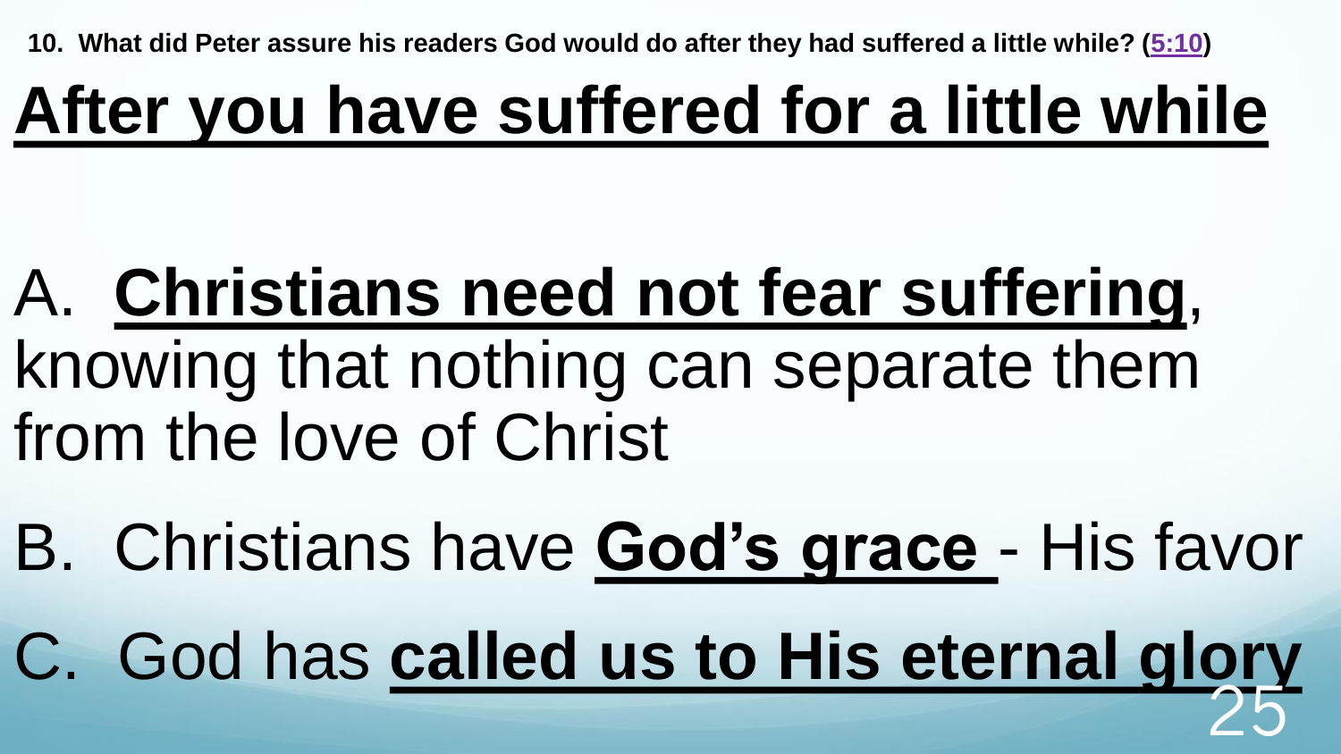**10. What did Peter assure his readers God would do after they had suffered a little while? (5:10)**

# After you have suffered for a little while

A. **Christians need not fear suffering**, knowing that nothing can separate them from the love of Christ

B. Christians have **God's grace** - His favor

C. God has **called us to His eternal glory**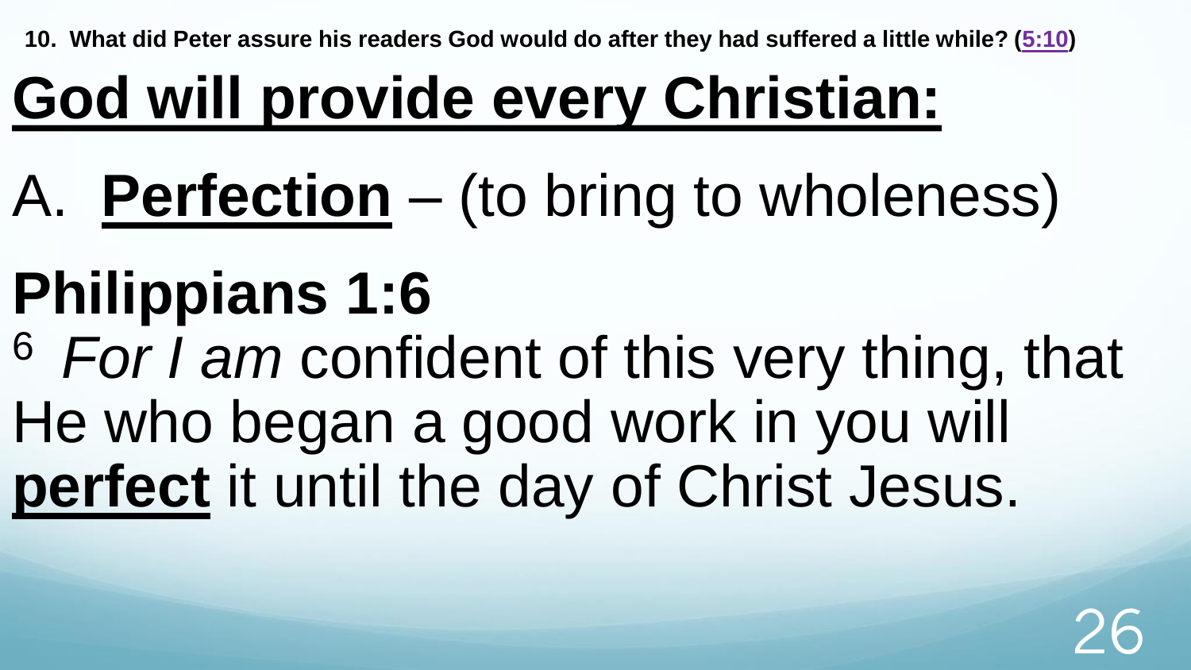**10. What did Peter assure his readers God would do after they had suffered a little while? (5:10)**

# God will provide every Christian:

A. **Perfection** – (to bring to wholeness)

## Philippians 1:6

6 *For I am* confident of this very thing, that He who began a good work in you will **perfect** it until the day of Christ Jesus.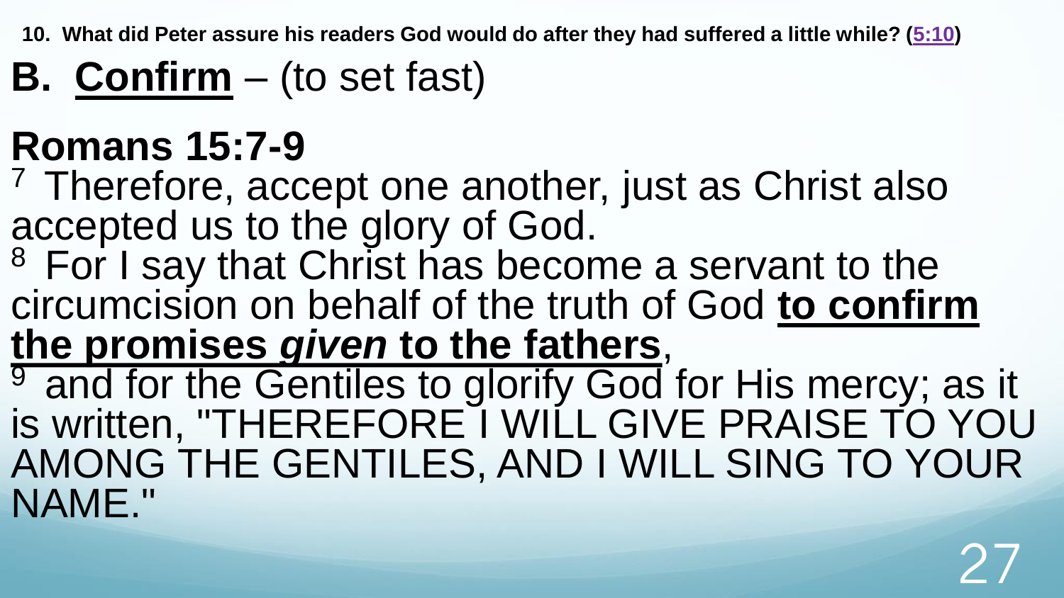**10. What did Peter assure his readers God would do after they had suffered a little while? (5:10)**

# B. <u>Confirm</u> – (to set fast)

## Romans 15:7-9

[7] Therefore, accept one another, just as Christ also accepted us to the glory of God.

[8] For I say that Christ has become a servant to the circumcision on behalf of the truth of God **<u>to confirm the promises *given* to the fathers</u>**,

[9] and for the Gentiles to glorify God for His mercy; as it is written, "THEREFORE I WILL GIVE PRAISE TO YOU AMONG THE GENTILES, AND I WILL SING TO YOUR NAME."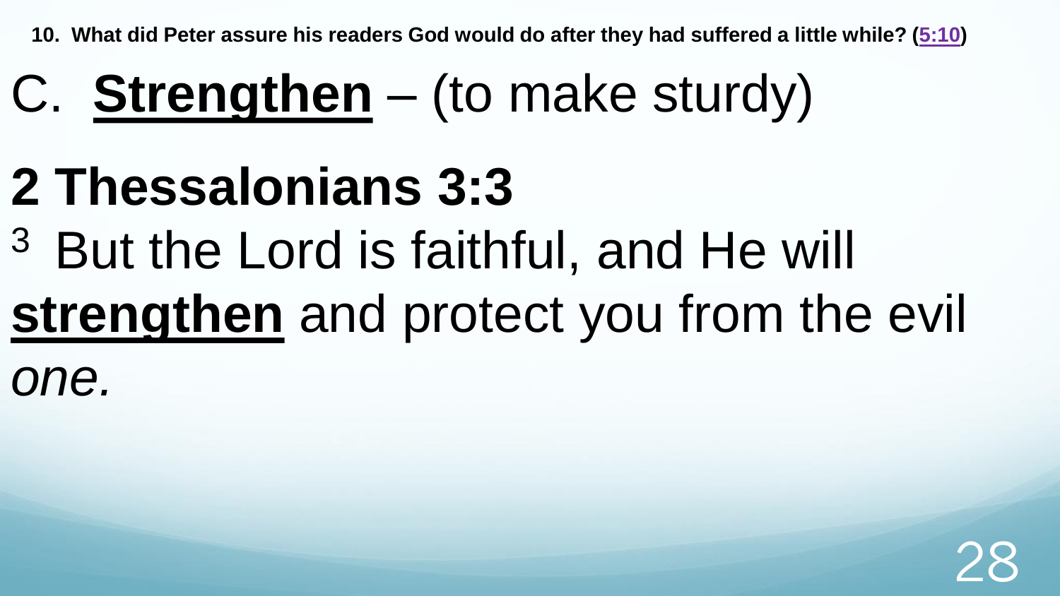**10. What did Peter assure his readers God would do after they had suffered a little while? ([5:10](5:10))**

# C. <u>**Strengthen**</u> – (to make sturdy)

# 2 Thessalonians 3:3

[3] But the Lord is faithful, and He will <u>**strengthen**</u> and protect you from the evil *one.*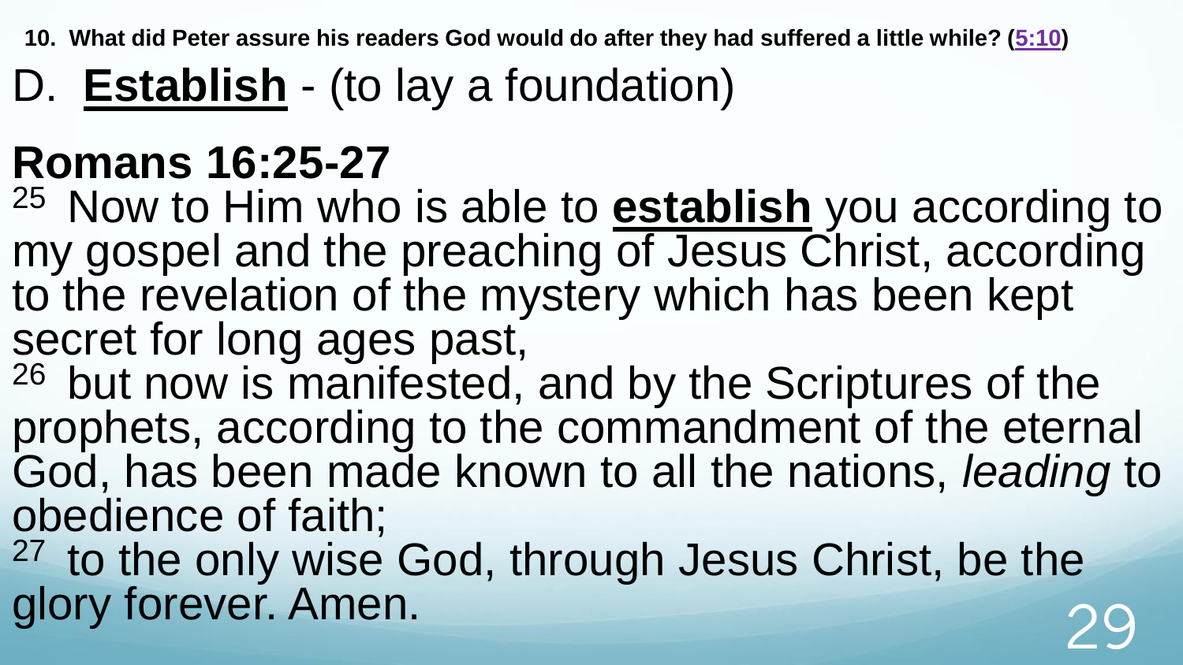**10. What did Peter assure his readers God would do after they had suffered a little while? (5:10)**

# D. Establish - (to lay a foundation)

## Romans 16:25-27

25 Now to Him who is able to **establish** you according to my gospel and the preaching of Jesus Christ, according to the revelation of the mystery which has been kept secret for long ages past,

26 but now is manifested, and by the Scriptures of the prophets, according to the commandment of the eternal God, has been made known to all the nations, *leading* to obedience of faith;

27 to the only wise God, through Jesus Christ, be the glory forever. Amen.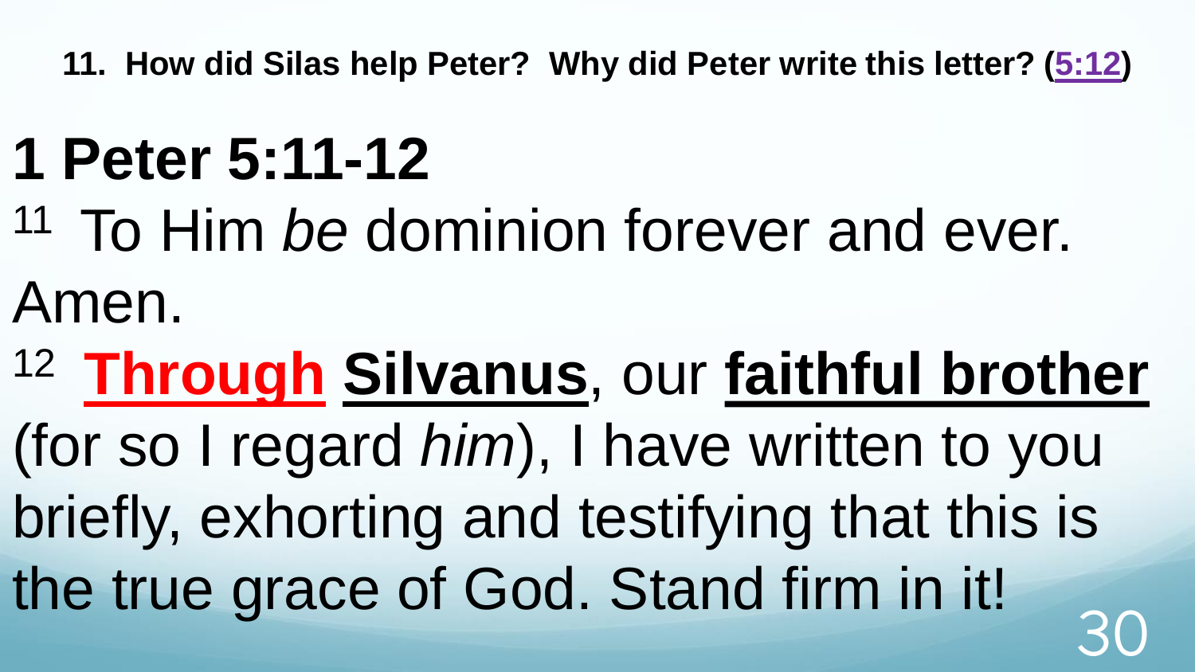**11. How did Silas help Peter? Why did Peter write this letter? (5:12)**

# 1 Peter 5:11-12

11 To Him *be* dominion forever and ever. Amen.

12 **Through** **Silvanus**, our **faithful brother** (for so I regard *him*), I have written to you briefly, exhorting and testifying that this is the true grace of God. Stand firm in it!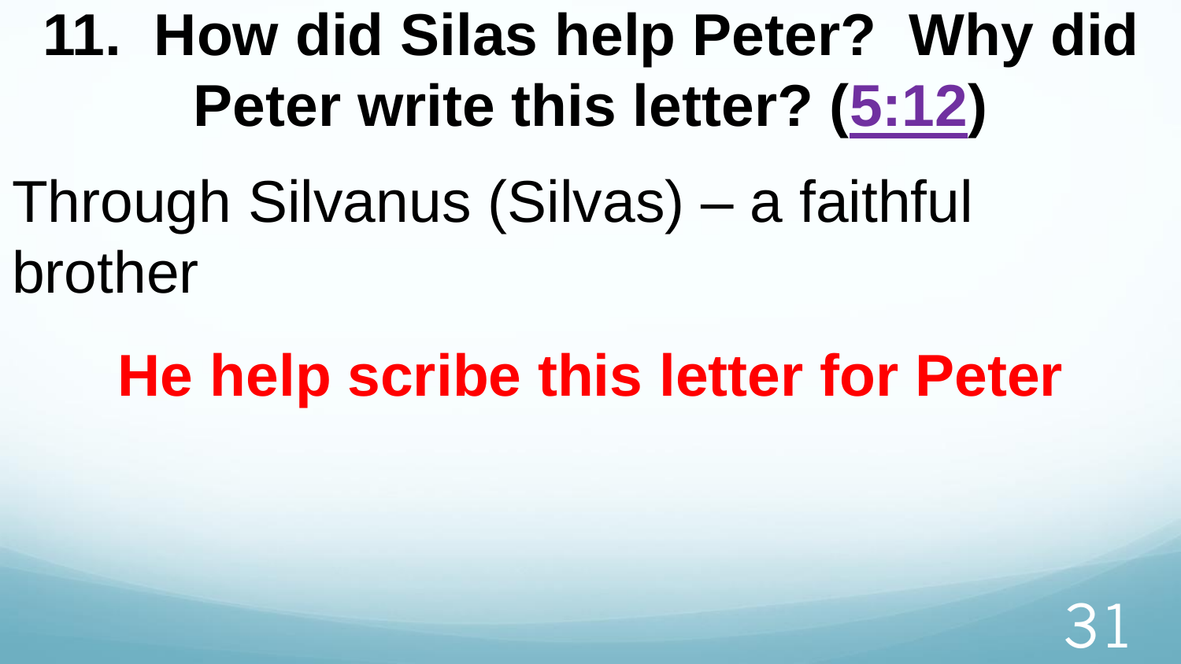# 11. How did Silas help Peter? Why did Peter write this letter? (5:12)

Through Silvanus (Silvas) – a faithful brother

**He help scribe this letter for Peter**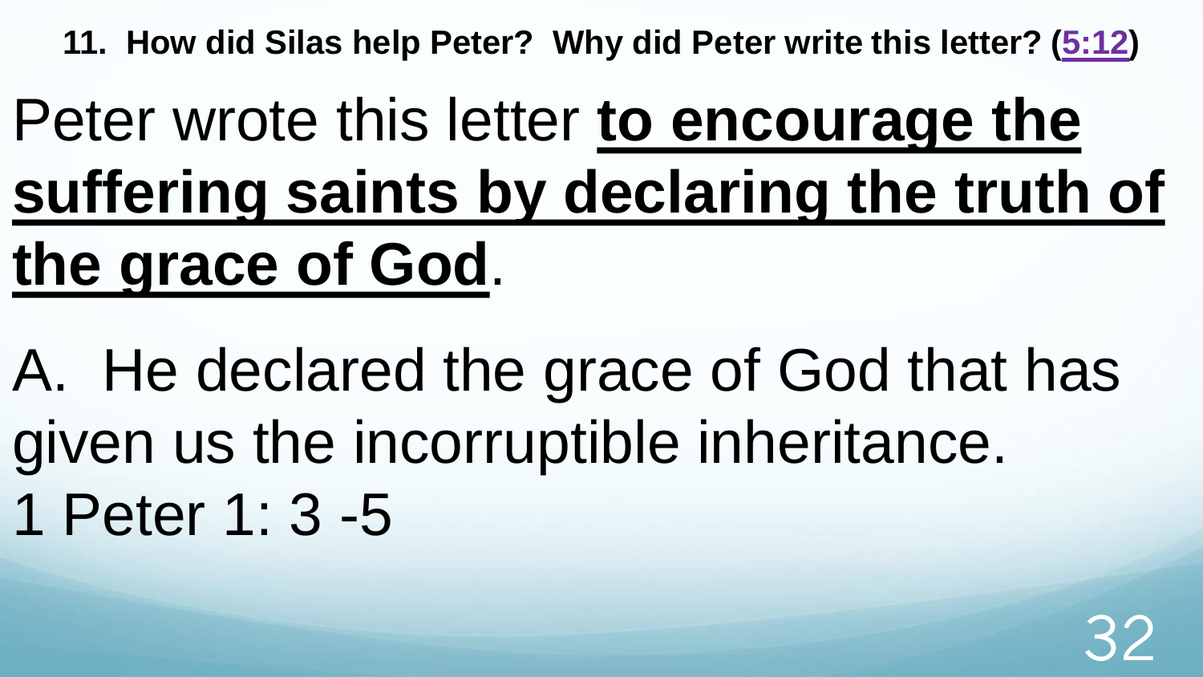**11. How did Silas help Peter? Why did Peter write this letter? (5:12)**

Peter wrote this letter **to encourage the suffering saints by declaring the truth of the grace of God**.

A. He declared the grace of God that has given us the incorruptible inheritance.
1 Peter 1: 3 -5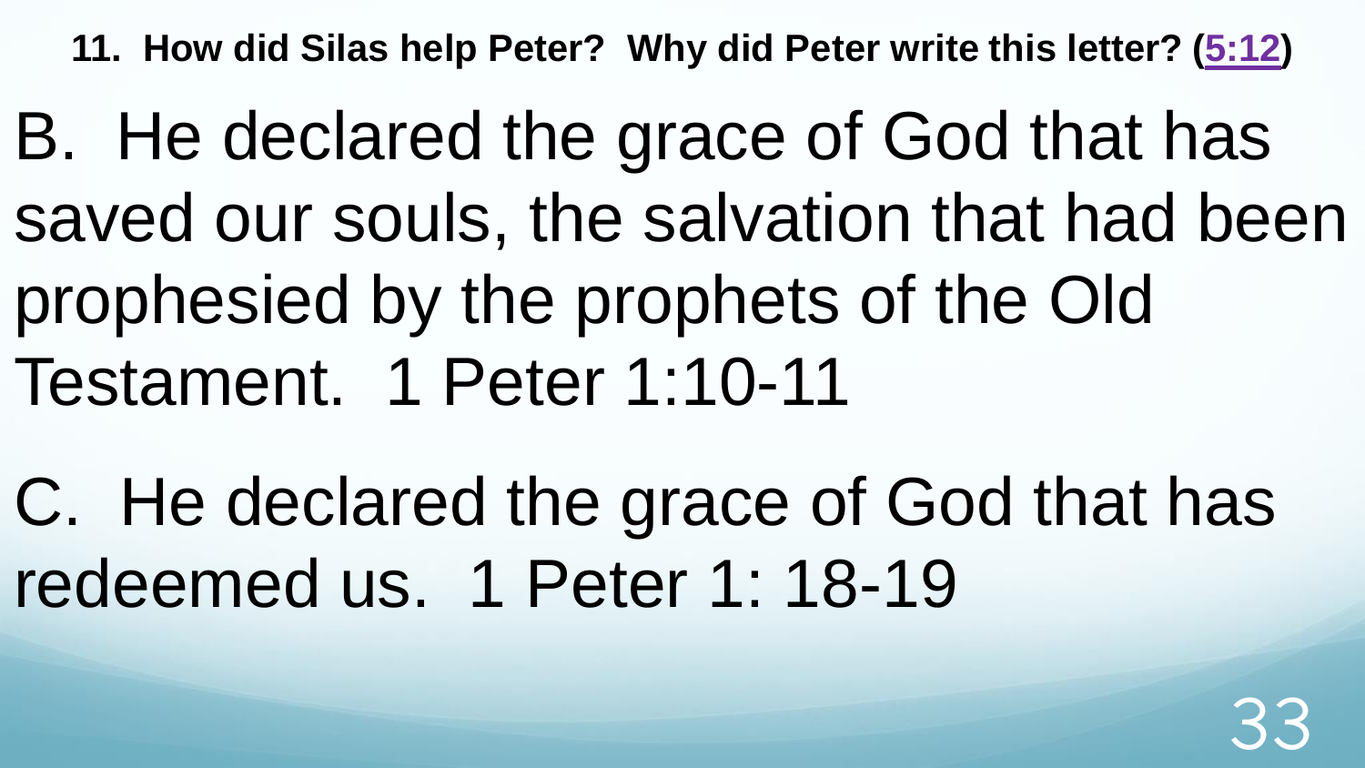**11. How did Silas help Peter? Why did Peter write this letter? (5:12)**

B. He declared the grace of God that has saved our souls, the salvation that had been prophesied by the prophets of the Old Testament. 1 Peter 1:10-11

C. He declared the grace of God that has redeemed us. 1 Peter 1: 18-19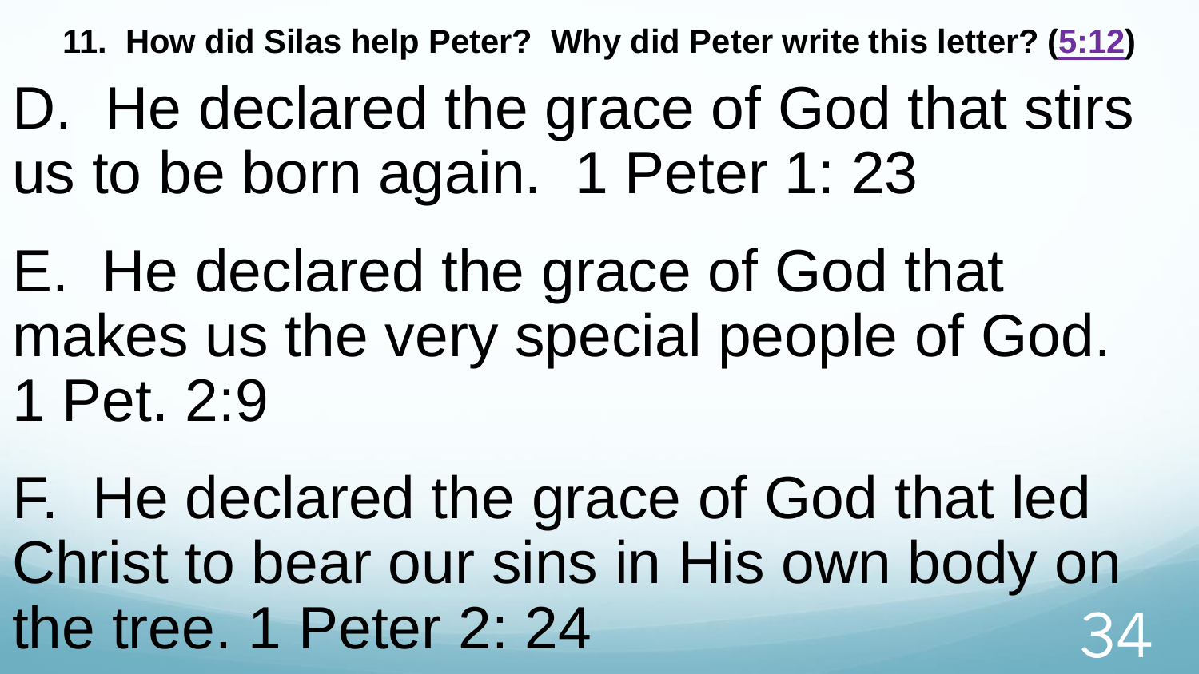**11. How did Silas help Peter? Why did Peter write this letter? (5:12)**

D. He declared the grace of God that stirs us to be born again. 1 Peter 1: 23

E. He declared the grace of God that makes us the very special people of God. 1 Pet. 2:9

F. He declared the grace of God that led Christ to bear our sins in His own body on the tree. 1 Peter 2: 24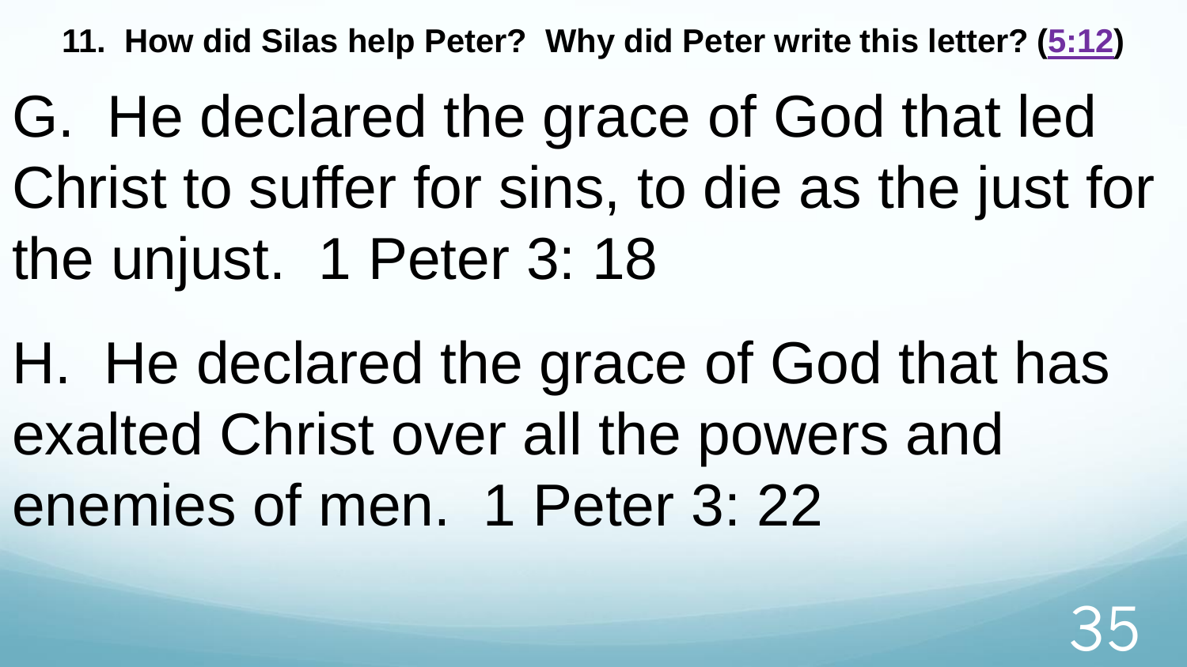**11. How did Silas help Peter? Why did Peter write this letter? (5:12)**

G. He declared the grace of God that led Christ to suffer for sins, to die as the just for the unjust. 1 Peter 3: 18

H. He declared the grace of God that has exalted Christ over all the powers and enemies of men. 1 Peter 3: 22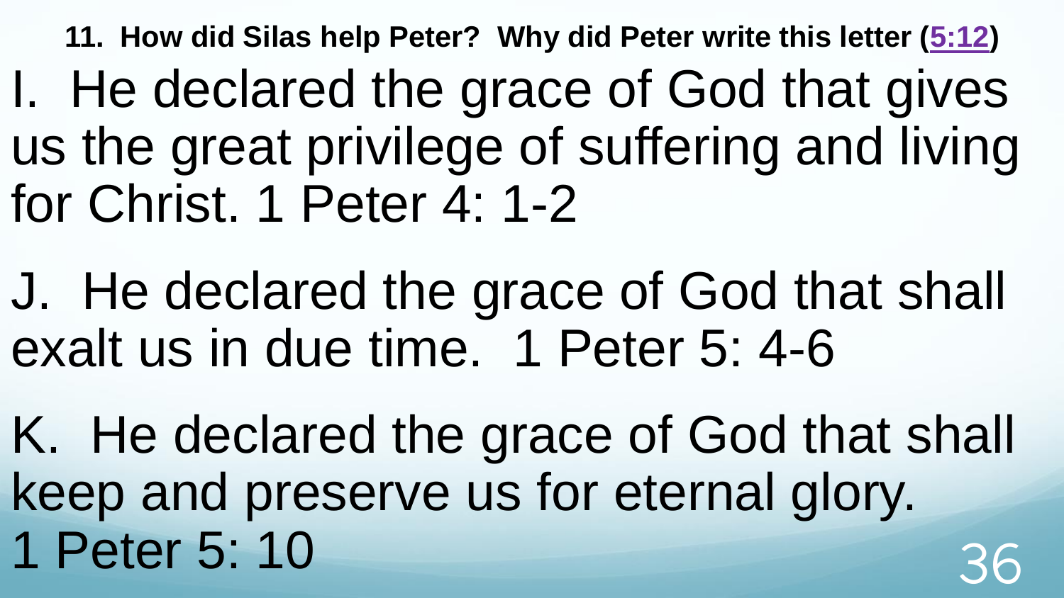**11. How did Silas help Peter? Why did Peter write this letter (5:12)**

I. He declared the grace of God that gives us the great privilege of suffering and living for Christ. 1 Peter 4: 1-2

J. He declared the grace of God that shall exalt us in due time. 1 Peter 5: 4-6

K. He declared the grace of God that shall keep and preserve us for eternal glory. 1 Peter 5: 10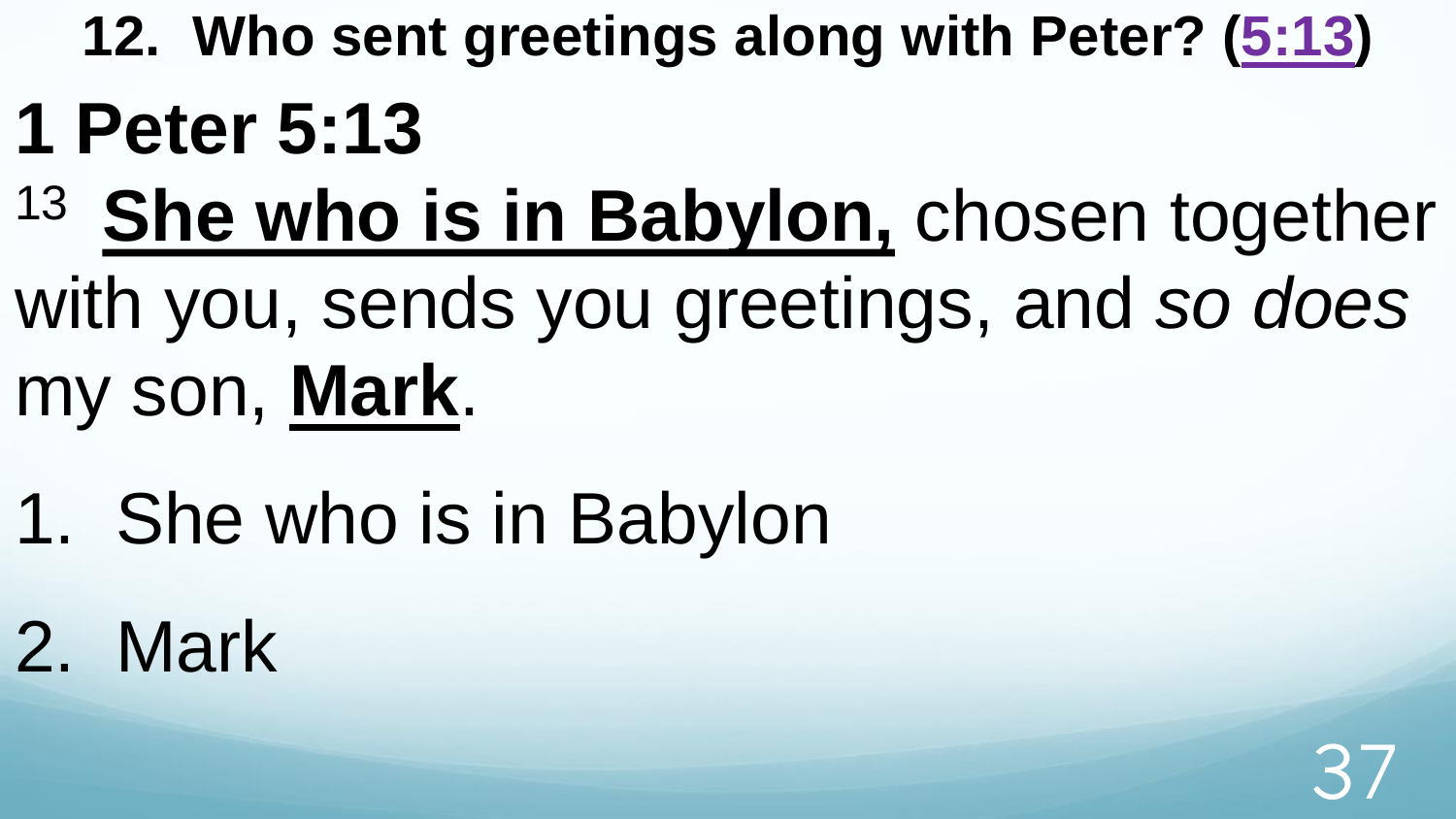**12. Who sent greetings along with Peter? (5:13)**

# 1 Peter 5:13

13 **She who is in Babylon,** chosen together with you, sends you greetings, and *so does* my son, **Mark**.

1. She who is in Babylon
2. Mark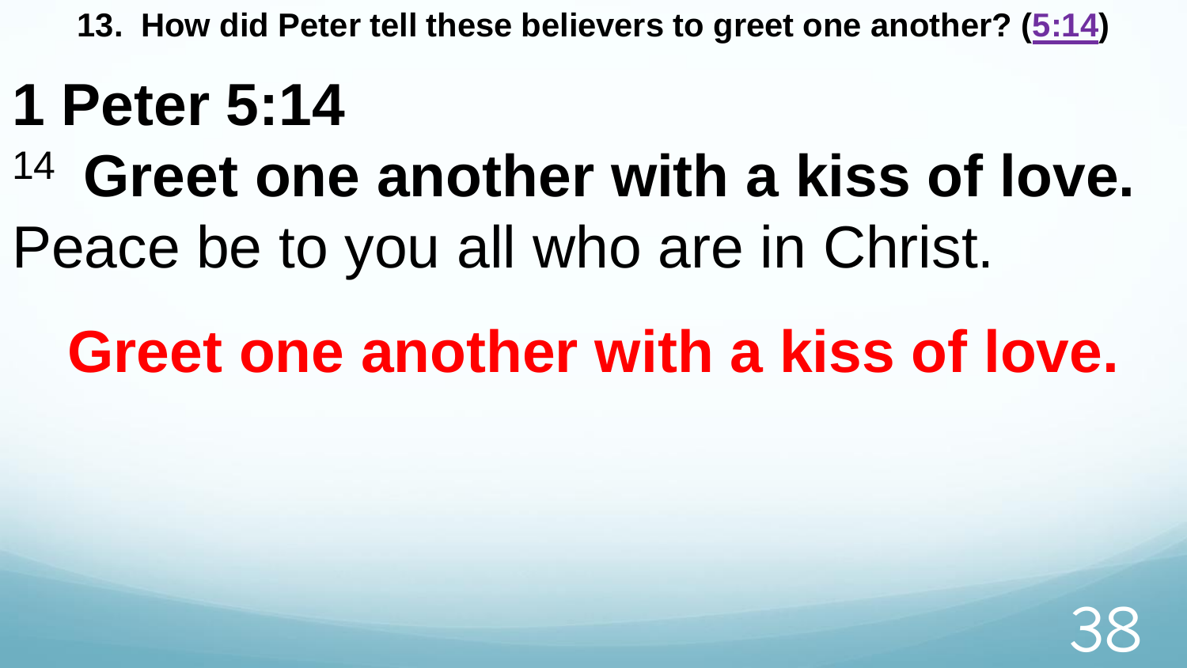**13. How did Peter tell these believers to greet one another? (5:14)**

# 1 Peter 5:14

[14] **Greet one another with a kiss of love.** Peace be to you all who are in Christ.

**Greet one another with a kiss of love.**